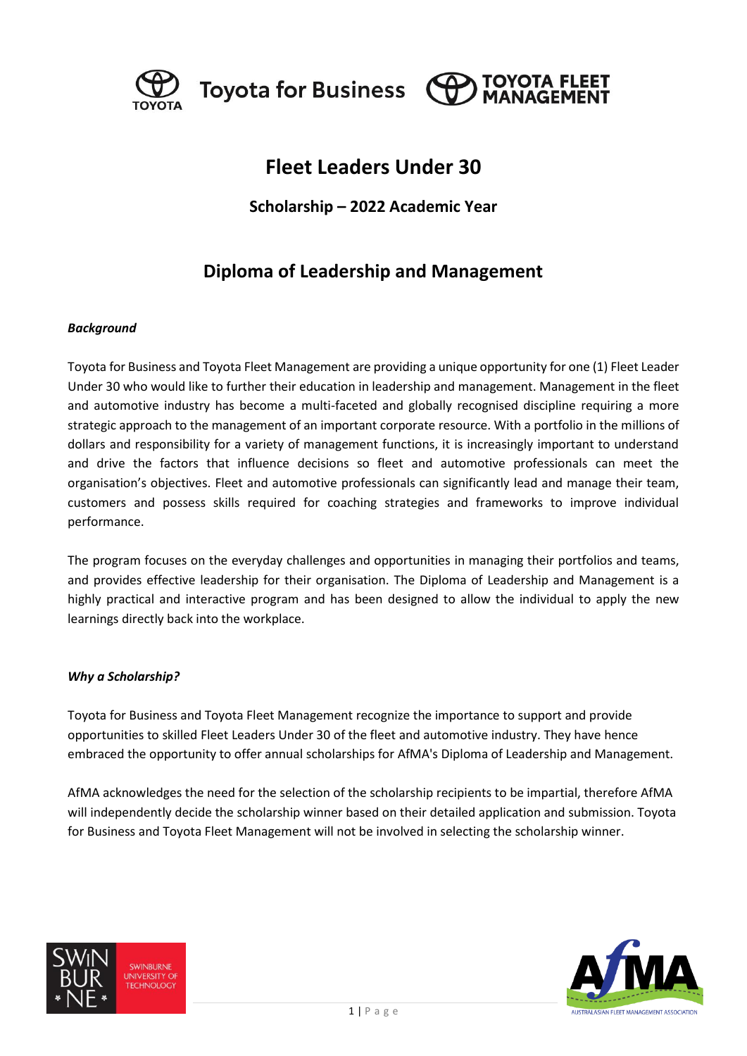# Fleet Leaders Under 30

## Scholarship – 2022 Academic Year

## Diploma of Leadership and Management

***Background***

Toyota for Business and Toyota Fleet Management are providing a unique opportunity for one (1) Fleet Leader Under 30 who would like to further their education in leadership and management. Management in the fleet and automotive industry has become a multi-faceted and globally recognised discipline requiring a more strategic approach to the management of an important corporate resource. With a portfolio in the millions of dollars and responsibility for a variety of management functions, it is increasingly important to understand and drive the factors that influence decisions so fleet and automotive professionals can meet the organisation's objectives. Fleet and automotive professionals can significantly lead and manage their team, customers and possess skills required for coaching strategies and frameworks to improve individual performance.

The program focuses on the everyday challenges and opportunities in managing their portfolios and teams, and provides effective leadership for their organisation. The Diploma of Leadership and Management is a highly practical and interactive program and has been designed to allow the individual to apply the new learnings directly back into the workplace.

***Why a Scholarship?***

Toyota for Business and Toyota Fleet Management recognize the importance to support and provide opportunities to skilled Fleet Leaders Under 30 of the fleet and automotive industry. They have hence embraced the opportunity to offer annual scholarships for AfMA's Diploma of Leadership and Management.

AfMA acknowledges the need for the selection of the scholarship recipients to be impartial, therefore AfMA will independently decide the scholarship winner based on their detailed application and submission. Toyota for Business and Toyota Fleet Management will not be involved in selecting the scholarship winner.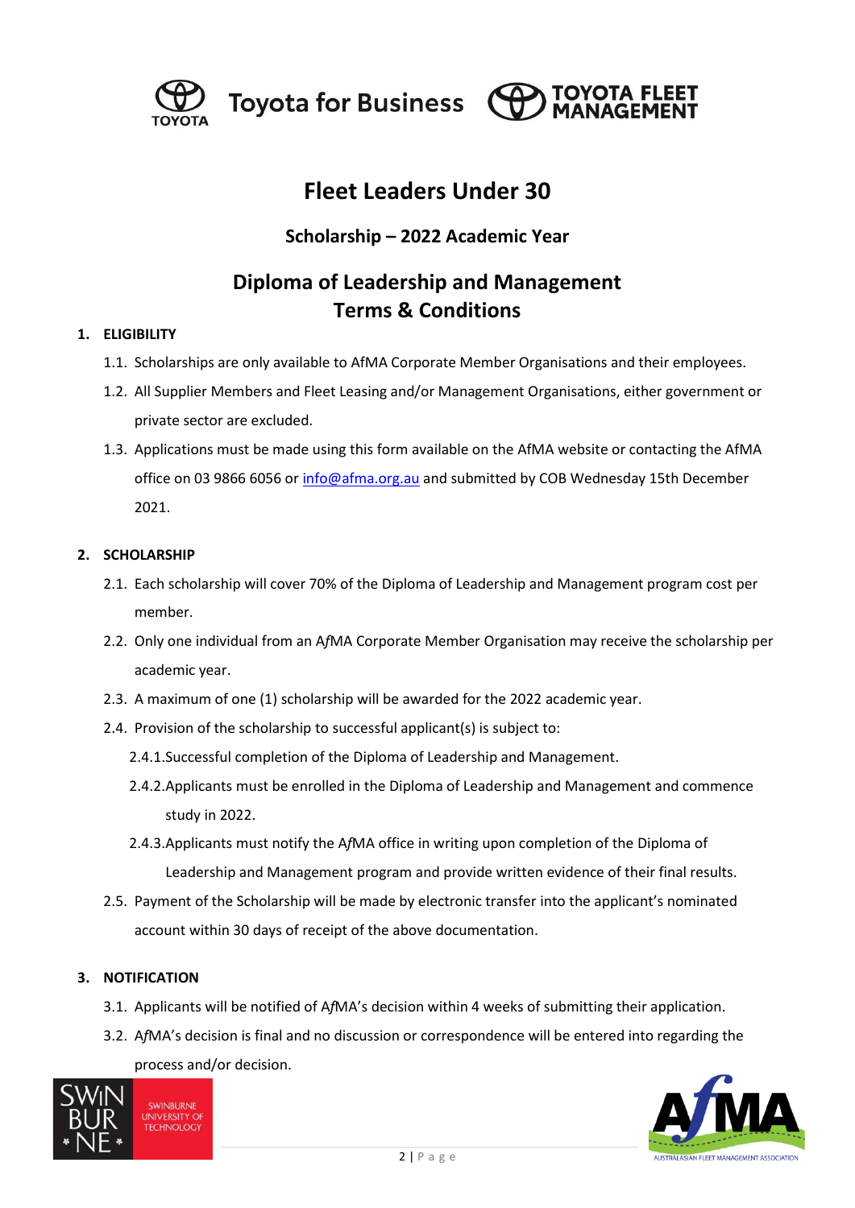# Fleet Leaders Under 30

## Scholarship – 2022 Academic Year

## Diploma of Leadership and Management Terms & Conditions

**1. ELIGIBILITY**

1.1. Scholarships are only available to AfMA Corporate Member Organisations and their employees.

1.2. All Supplier Members and Fleet Leasing and/or Management Organisations, either government or private sector are excluded.

1.3. Applications must be made using this form available on the AfMA website or contacting the AfMA office on 03 9866 6056 or info@afma.org.au and submitted by COB Wednesday 15th December 2021.

**2. SCHOLARSHIP**

2.1. Each scholarship will cover 70% of the Diploma of Leadership and Management program cost per member.

2.2. Only one individual from an A*f*MA Corporate Member Organisation may receive the scholarship per academic year.

2.3. A maximum of one (1) scholarship will be awarded for the 2022 academic year.

2.4. Provision of the scholarship to successful applicant(s) is subject to:

2.4.1. Successful completion of the Diploma of Leadership and Management.

2.4.2. Applicants must be enrolled in the Diploma of Leadership and Management and commence study in 2022.

2.4.3. Applicants must notify the A*f*MA office in writing upon completion of the Diploma of Leadership and Management program and provide written evidence of their final results.

2.5. Payment of the Scholarship will be made by electronic transfer into the applicant's nominated account within 30 days of receipt of the above documentation.

**3. NOTIFICATION**

3.1. Applicants will be notified of A*f*MA's decision within 4 weeks of submitting their application.

3.2. A*f*MA's decision is final and no discussion or correspondence will be entered into regarding the process and/or decision.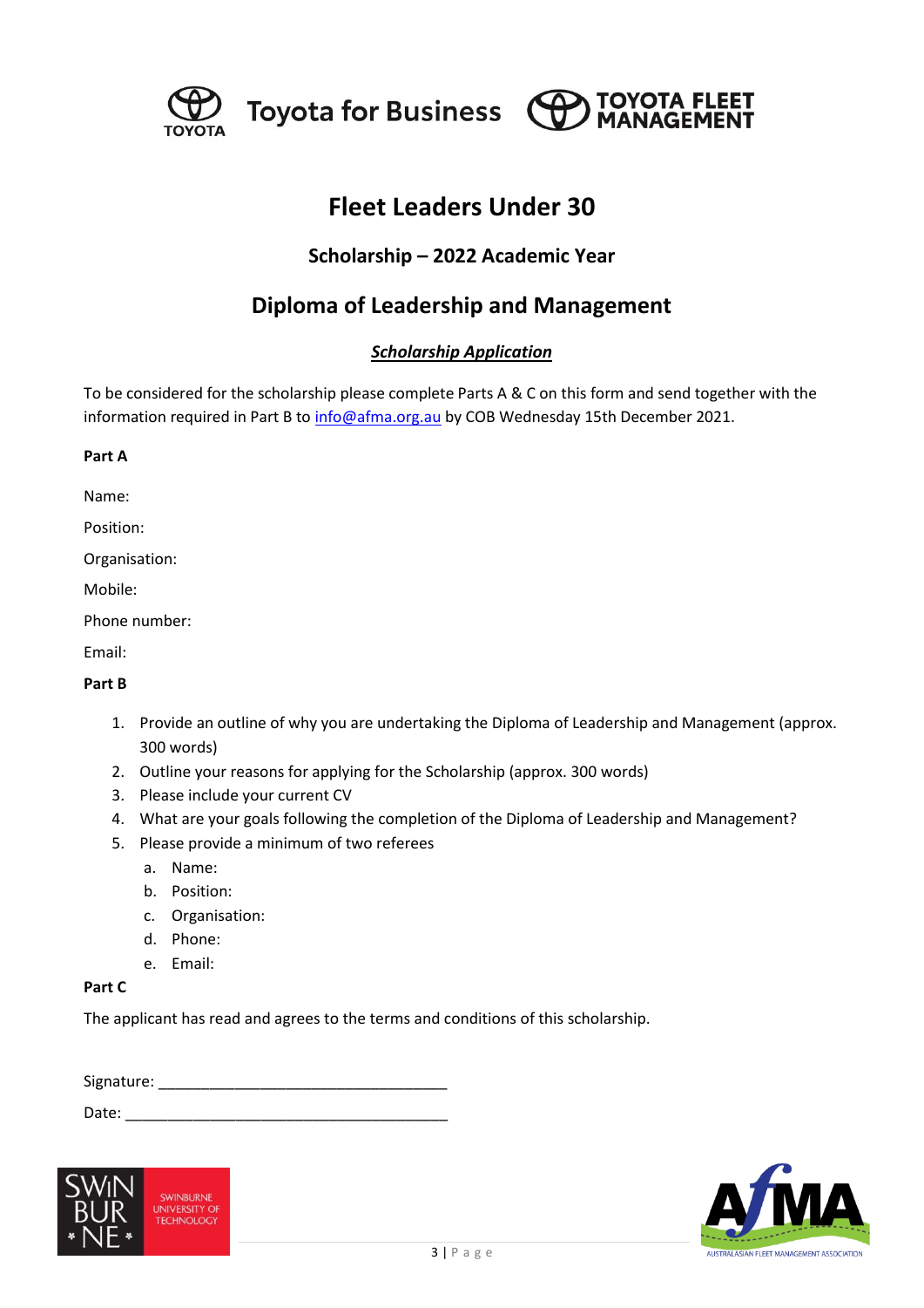# Fleet Leaders Under 30

## Scholarship – 2022 Academic Year

## Diploma of Leadership and Management

***Scholarship Application***

To be considered for the scholarship please complete Parts A & C on this form and send together with the information required in Part B to info@afma.org.au by COB Wednesday 15th December 2021.

**Part A**

Name:

Position:

Organisation:

Mobile:

Phone number:

Email:

**Part B**

1. Provide an outline of why you are undertaking the Diploma of Leadership and Management (approx. 300 words)
2. Outline your reasons for applying for the Scholarship (approx. 300 words)
3. Please include your current CV
4. What are your goals following the completion of the Diploma of Leadership and Management?
5. Please provide a minimum of two referees
   a. Name:
   b. Position:
   c. Organisation:
   d. Phone:
   e. Email:

**Part C**

The applicant has read and agrees to the terms and conditions of this scholarship.

Signature: ___________________________________

Date: _______________________________________